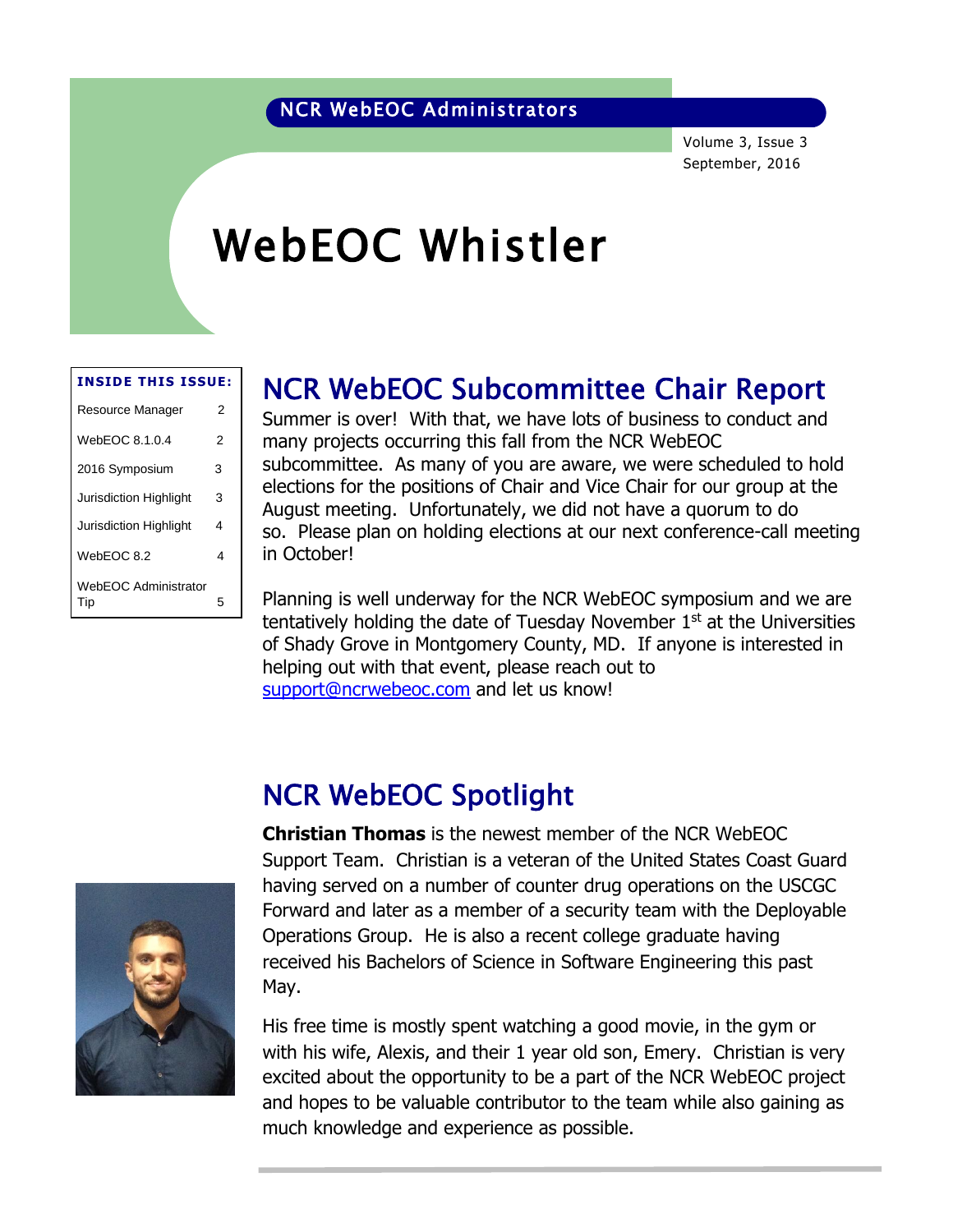NCR WebEOC Administrators

Volume 3, Issue 3
September, 2016

# WebEOC Whistler

| INSIDE THIS ISSUE: | |
|---|---|
| Resource Manager | 2 |
| WebEOC 8.1.0.4 | 2 |
| 2016 Symposium | 3 |
| Jurisdiction Highlight | 3 |
| Jurisdiction Highlight | 4 |
| WebEOC 8.2 | 4 |
| WebEOC Administrator Tip | 5 |

## NCR WebEOC Subcommittee Chair Report

Summer is over! With that, we have lots of business to conduct and many projects occurring this fall from the NCR WebEOC subcommittee. As many of you are aware, we were scheduled to hold elections for the positions of Chair and Vice Chair for our group at the August meeting. Unfortunately, we did not have a quorum to do so. Please plan on holding elections at our next conference-call meeting in October!

Planning is well underway for the NCR WebEOC symposium and we are tentatively holding the date of Tuesday November 1st at the Universities of Shady Grove in Montgomery County, MD. If anyone is interested in helping out with that event, please reach out to support@ncrwebeoc.com and let us know!

## NCR WebEOC Spotlight

**Christian Thomas** is the newest member of the NCR WebEOC Support Team. Christian is a veteran of the United States Coast Guard having served on a number of counter drug operations on the USCGC Forward and later as a member of a security team with the Deployable Operations Group. He is also a recent college graduate having received his Bachelors of Science in Software Engineering this past May.

His free time is mostly spent watching a good movie, in the gym or with his wife, Alexis, and their 1 year old son, Emery. Christian is very excited about the opportunity to be a part of the NCR WebEOC project and hopes to be valuable contributor to the team while also gaining as much knowledge and experience as possible.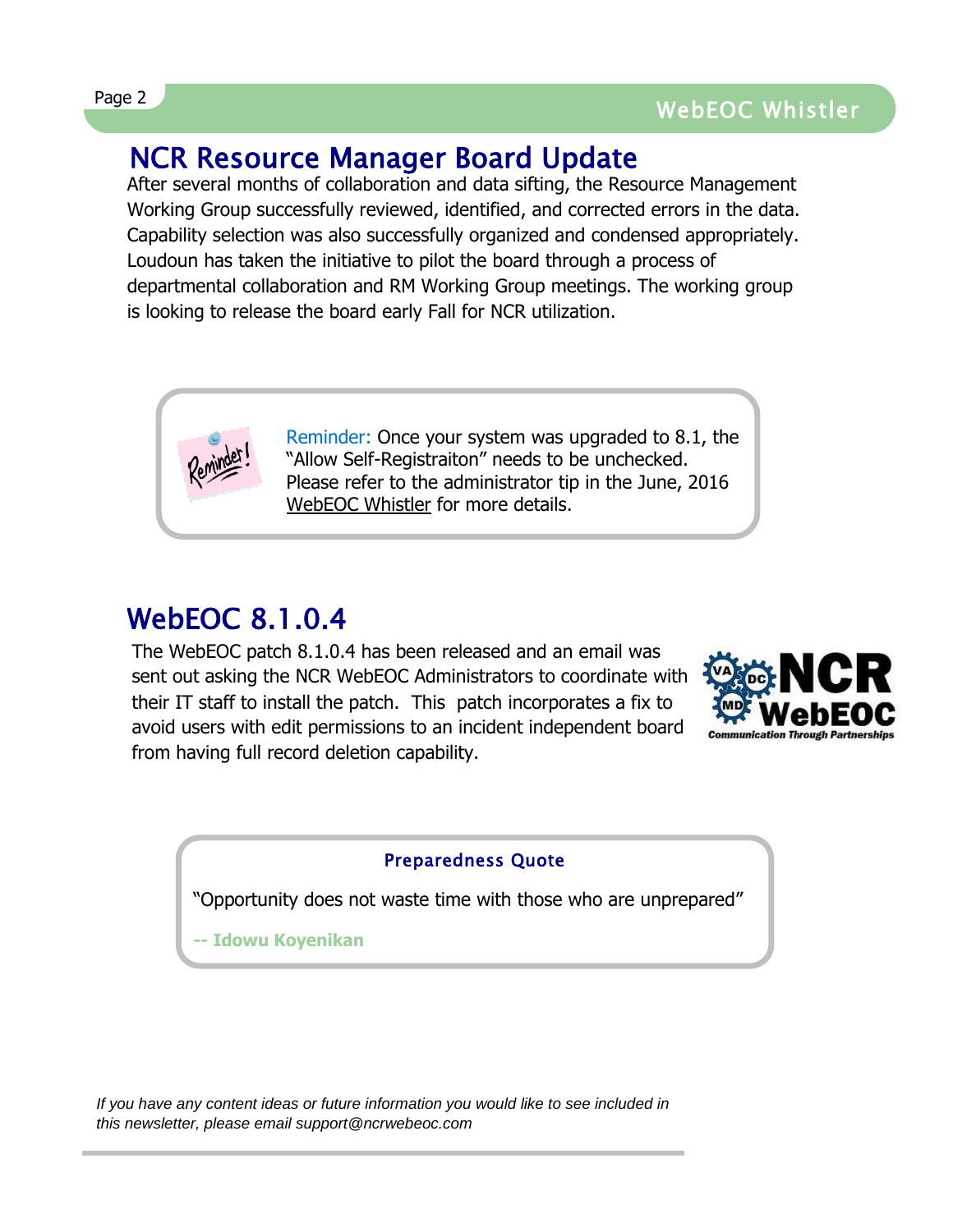## NCR Resource Manager Board Update

After several months of collaboration and data sifting, the Resource Management Working Group successfully reviewed, identified, and corrected errors in the data. Capability selection was also successfully organized and condensed appropriately. Loudoun has taken the initiative to pilot the board through a process of departmental collaboration and RM Working Group meetings. The working group is looking to release the board early Fall for NCR utilization.

Reminder: Once your system was upgraded to 8.1, the "Allow Self-Registraiton" needs to be unchecked. Please refer to the administrator tip in the June, 2016 WebEOC Whistler for more details.

## WebEOC 8.1.0.4

The WebEOC patch 8.1.0.4 has been released and an email was sent out asking the NCR WebEOC Administrators to coordinate with their IT staff to install the patch. This patch incorporates a fix to avoid users with edit permissions to an incident independent board from having full record deletion capability.

**Preparedness Quote**

"Opportunity does not waste time with those who are unprepared"

**-- Idowu Koyenikan**

*If you have any content ideas or future information you would like to see included in this newsletter, please email support@ncrwebeoc.com*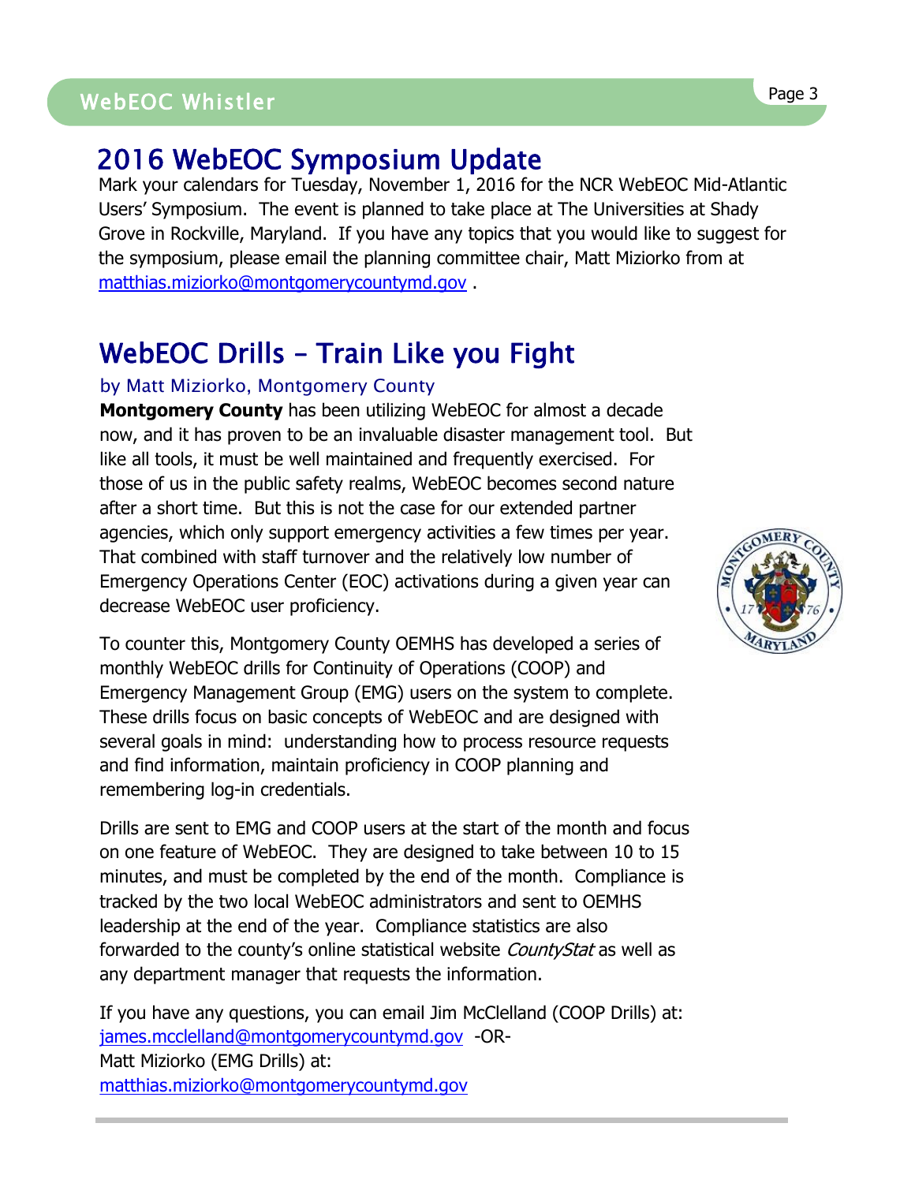## 2016 WebEOC Symposium Update

Mark your calendars for Tuesday, November 1, 2016 for the NCR WebEOC Mid-Atlantic Users' Symposium. The event is planned to take place at The Universities at Shady Grove in Rockville, Maryland. If you have any topics that you would like to suggest for the symposium, please email the planning committee chair, Matt Miziorko from at matthias.miziorko@montgomerycountymd.gov .

## WebEOC Drills – Train Like you Fight

by Matt Miziorko, Montgomery County

**Montgomery County** has been utilizing WebEOC for almost a decade now, and it has proven to be an invaluable disaster management tool. But like all tools, it must be well maintained and frequently exercised. For those of us in the public safety realms, WebEOC becomes second nature after a short time. But this is not the case for our extended partner agencies, which only support emergency activities a few times per year. That combined with staff turnover and the relatively low number of Emergency Operations Center (EOC) activations during a given year can decrease WebEOC user proficiency.

To counter this, Montgomery County OEMHS has developed a series of monthly WebEOC drills for Continuity of Operations (COOP) and Emergency Management Group (EMG) users on the system to complete. These drills focus on basic concepts of WebEOC and are designed with several goals in mind: understanding how to process resource requests and find information, maintain proficiency in COOP planning and remembering log-in credentials.

Drills are sent to EMG and COOP users at the start of the month and focus on one feature of WebEOC. They are designed to take between 10 to 15 minutes, and must be completed by the end of the month. Compliance is tracked by the two local WebEOC administrators and sent to OEMHS leadership at the end of the year. Compliance statistics are also forwarded to the county's online statistical website *CountyStat* as well as any department manager that requests the information.

If you have any questions, you can email Jim McClelland (COOP Drills) at: james.mcclelland@montgomerycountymd.gov -OR-
Matt Miziorko (EMG Drills) at:
matthias.miziorko@montgomerycountymd.gov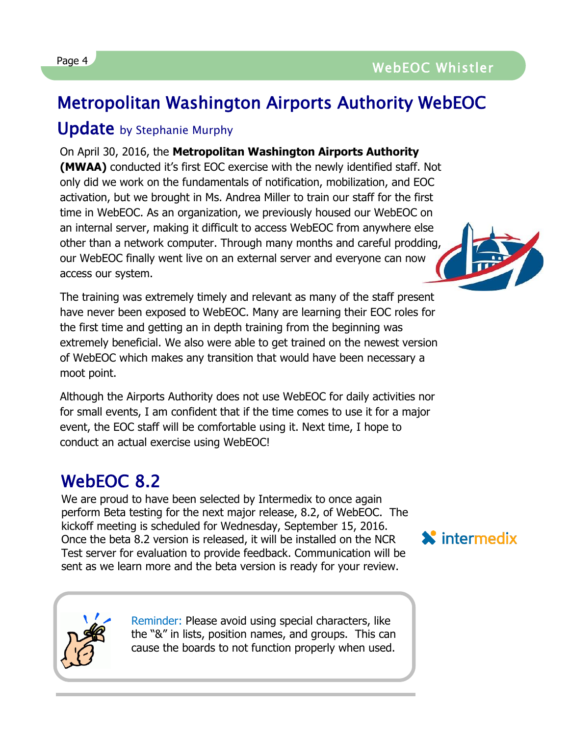## Metropolitan Washington Airports Authority WebEOC Update by Stephanie Murphy

On April 30, 2016, the **Metropolitan Washington Airports Authority (MWAA)** conducted it's first EOC exercise with the newly identified staff. Not only did we work on the fundamentals of notification, mobilization, and EOC activation, but we brought in Ms. Andrea Miller to train our staff for the first time in WebEOC. As an organization, we previously housed our WebEOC on an internal server, making it difficult to access WebEOC from anywhere else other than a network computer. Through many months and careful prodding, our WebEOC finally went live on an external server and everyone can now access our system.

The training was extremely timely and relevant as many of the staff present have never been exposed to WebEOC. Many are learning their EOC roles for the first time and getting an in depth training from the beginning was extremely beneficial. We also were able to get trained on the newest version of WebEOC which makes any transition that would have been necessary a moot point.

Although the Airports Authority does not use WebEOC for daily activities nor for small events, I am confident that if the time comes to use it for a major event, the EOC staff will be comfortable using it. Next time, I hope to conduct an actual exercise using WebEOC!

## WebEOC 8.2

We are proud to have been selected by Intermedix to once again perform Beta testing for the next major release, 8.2, of WebEOC. The kickoff meeting is scheduled for Wednesday, September 15, 2016. Once the beta 8.2 version is released, it will be installed on the NCR Test server for evaluation to provide feedback. Communication will be sent as we learn more and the beta version is ready for your review.

Reminder: Please avoid using special characters, like the "&" in lists, position names, and groups. This can cause the boards to not function properly when used.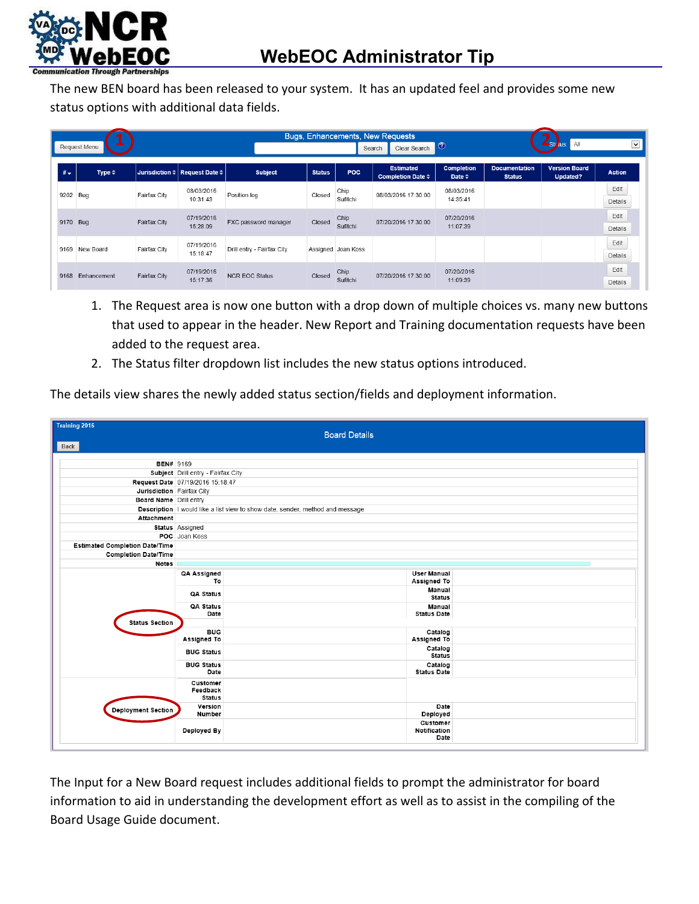# WebEOC Administrator Tip

The new BEN board has been released to your system. It has an updated feel and provides some new status options with additional data fields.

**Bugs, Enhancements, New Requests**

Request Menu (1) | Search | Clear Search | Status: All (2)

| # | Type | Jurisdiction | Request Date | Subject | Status | POC | Estimated Completion Date | Completion Date | Documentation Status | Version Board Updated? | Action |
|---|---|---|---|---|---|---|---|---|---|---|---|
| 9202 | Bug | Fairfax City | 08/03/2016 10:31:43 | Position log | Closed | Chip Sufitchi | 08/03/2016 17:30:00 | 08/03/2016 14:35:41 | | | Edit Details |
| 9170 | Bug | Fairfax City | 07/19/2016 15:28:09 | FXC password manager | Closed | Chip Sufitchi | 07/20/2016 17:30:00 | 07/20/2016 11:07:39 | | | Edit Details |
| 9169 | New Board | Fairfax City | 07/19/2016 15:18:47 | Drill entry - Fairfax City | Assigned | Joan Koss | | | | | Edit Details |
| 9168 | Enhancement | Fairfax City | 07/19/2016 15:17:36 | NCR EOC Status | Closed | Chip Sufitchi | 07/20/2016 17:30:00 | 07/20/2016 11:09:39 | | | Edit Details |

1. The Request area is now one button with a drop down of multiple choices vs. many new buttons that used to appear in the header. New Report and Training documentation requests have been added to the request area.
2. The Status filter dropdown list includes the new status options introduced.

The details view shares the newly added status section/fields and deployment information.

**Training 2016 — Board Details**

Back

| | |
|---|---|
| BEN# | 9169 |
| Subject | Drill entry - Fairfax City |
| Request Date | 07/19/2016 15:18:47 |
| Jurisdiction | Fairfax City |
| Board Name | Drill entry |
| Description | I would like a list view to show date, sender, method and message |
| Attachment | |
| Status | Assigned |
| POC | Joan Koss |
| Estimated Completion Date/Time | |
| Completion Date/Time | |
| Notes | |

**Status Section**

| | | | |
|---|---|---|---|
| QA Assigned To | | User Manual Assigned To | |
| QA Status | | Manual Status | |
| QA Status Date | | Manual Status Date | |
| BUG Assigned To | | Catalog Assigned To | |
| BUG Status | | Catalog Status | |
| BUG Status Date | | Catalog Status Date | |

**Deployment Section**

| | | | |
|---|---|---|---|
| Customer Feedback Status | | | |
| Version Number | | Date Deployed | |
| Deployed By | | Customer Notification Date | |

The Input for a New Board request includes additional fields to prompt the administrator for board information to aid in understanding the development effort as well as to assist in the compiling of the Board Usage Guide document.